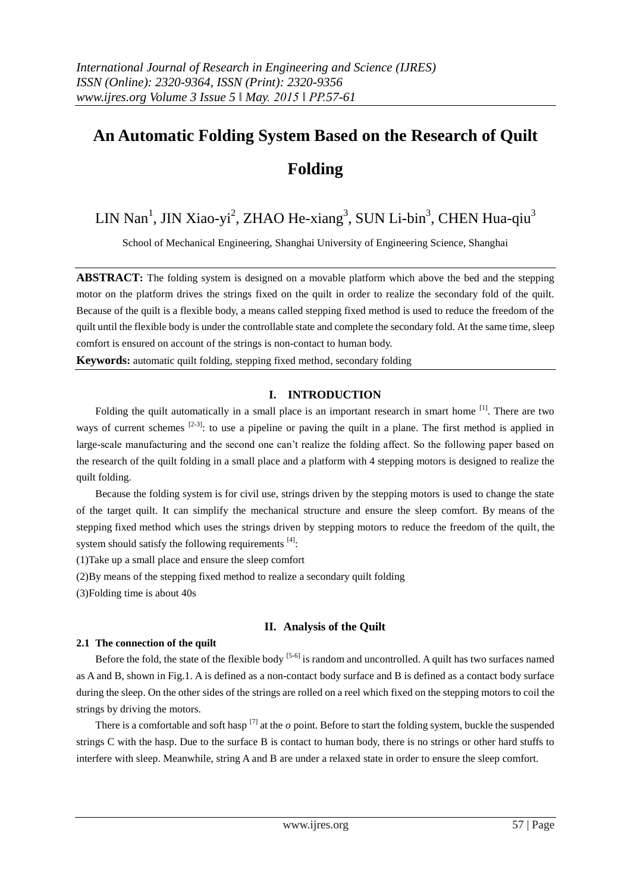# An Automatic Folding System Based on the Research of Quilt Folding

LIN Nan[1], JIN Xiao-yi[2], ZHAO He-xiang[3], SUN Li-bin[3], CHEN Hua-qiu[3]

School of Mechanical Engineering, Shanghai University of Engineering Science, Shanghai

**ABSTRACT:** The folding system is designed on a movable platform which above the bed and the stepping motor on the platform drives the strings fixed on the quilt in order to realize the secondary fold of the quilt. Because of the quilt is a flexible body, a means called stepping fixed method is used to reduce the freedom of the quilt until the flexible body is under the controllable state and complete the secondary fold. At the same time, sleep comfort is ensured on account of the strings is non-contact to human body.

**Keywords:** automatic quilt folding, stepping fixed method, secondary folding

## I. INTRODUCTION

Folding the quilt automatically in a small place is an important research in smart home [1]. There are two ways of current schemes [2-3]: to use a pipeline or paving the quilt in a plane. The first method is applied in large-scale manufacturing and the second one can't realize the folding affect. So the following paper based on the research of the quilt folding in a small place and a platform with 4 stepping motors is designed to realize the quilt folding.

Because the folding system is for civil use, strings driven by the stepping motors is used to change the state of the target quilt. It can simplify the mechanical structure and ensure the sleep comfort. By means of the stepping fixed method which uses the strings driven by stepping motors to reduce the freedom of the quilt, the system should satisfy the following requirements [4]:

(1)Take up a small place and ensure the sleep comfort

(2)By means of the stepping fixed method to realize a secondary quilt folding

(3)Folding time is about 40s

## II. Analysis of the Quilt

### 2.1 The connection of the quilt

Before the fold, the state of the flexible body [5-6] is random and uncontrolled. A quilt has two surfaces named as A and B, shown in Fig.1. A is defined as a non-contact body surface and B is defined as a contact body surface during the sleep. On the other sides of the strings are rolled on a reel which fixed on the stepping motors to coil the strings by driving the motors.

There is a comfortable and soft hasp [7] at the *o* point. Before to start the folding system, buckle the suspended strings C with the hasp. Due to the surface B is contact to human body, there is no strings or other hard stuffs to interfere with sleep. Meanwhile, string A and B are under a relaxed state in order to ensure the sleep comfort.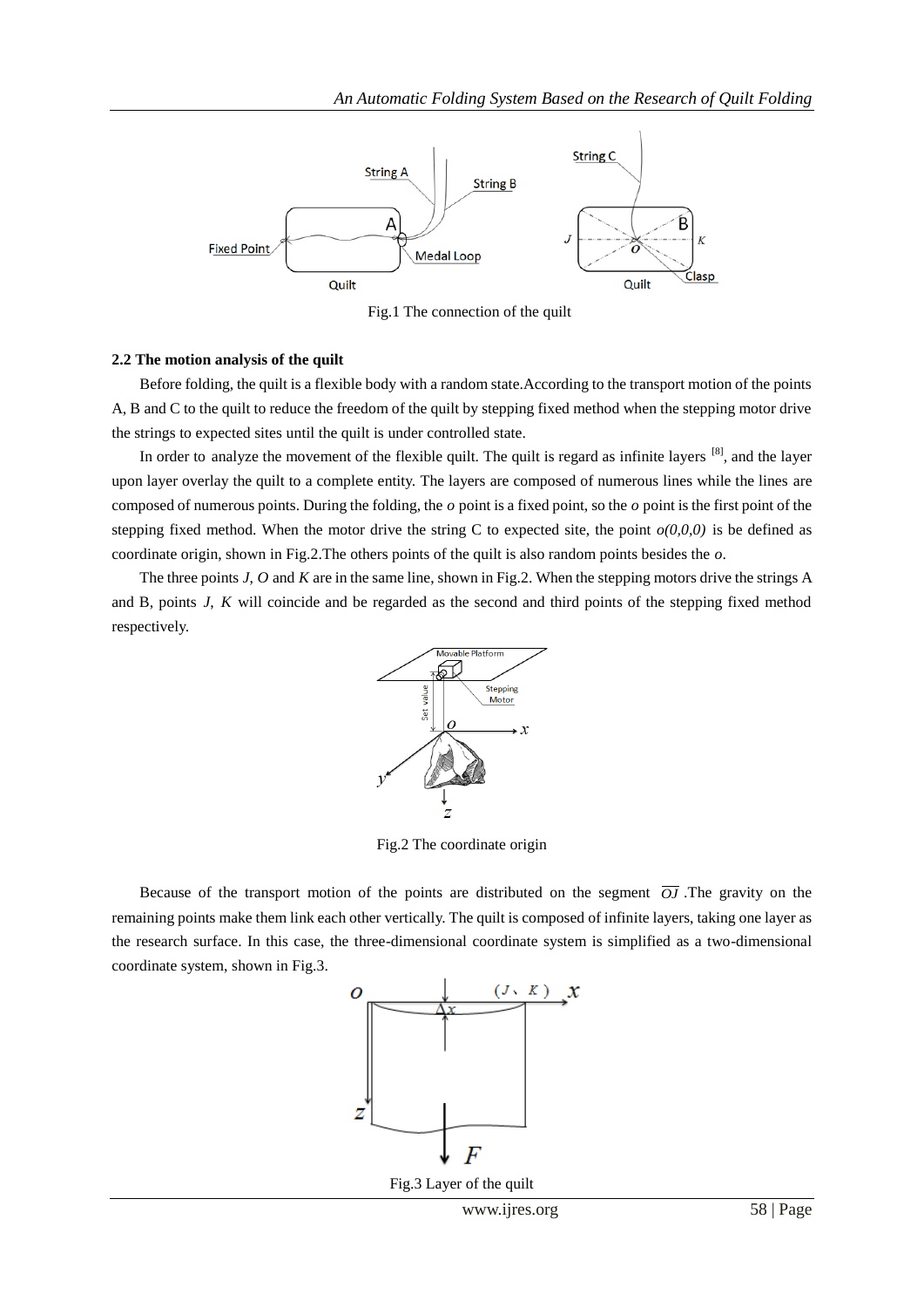Fig.1 The connection of the quilt

### 2.2 The motion analysis of the quilt

Before folding, the quilt is a flexible body with a random state.According to the transport motion of the points A, B and C to the quilt to reduce the freedom of the quilt by stepping fixed method when the stepping motor drive the strings to expected sites until the quilt is under controlled state.

In order to analyze the movement of the flexible quilt. The quilt is regard as infinite layers [8], and the layer upon layer overlay the quilt to a complete entity. The layers are composed of numerous lines while the lines are composed of numerous points. During the folding, the *o* point is a fixed point, so the *o* point is the first point of the stepping fixed method. When the motor drive the string C to expected site, the point $o(0,0,0)$ is be defined as coordinate origin, shown in Fig.2.The others points of the quilt is also random points besides the *o*.

The three points *J*, *O* and *K* are in the same line, shown in Fig.2. When the stepping motors drive the strings A and B, points *J*, *K* will coincide and be regarded as the second and third points of the stepping fixed method respectively.

Fig.2 The coordinate origin

Because of the transport motion of the points are distributed on the segment $\overline{OJ}$ .The gravity on the remaining points make them link each other vertically. The quilt is composed of infinite layers, taking one layer as the research surface. In this case, the three-dimensional coordinate system is simplified as a two-dimensional coordinate system, shown in Fig.3.

Fig.3 Layer of the quilt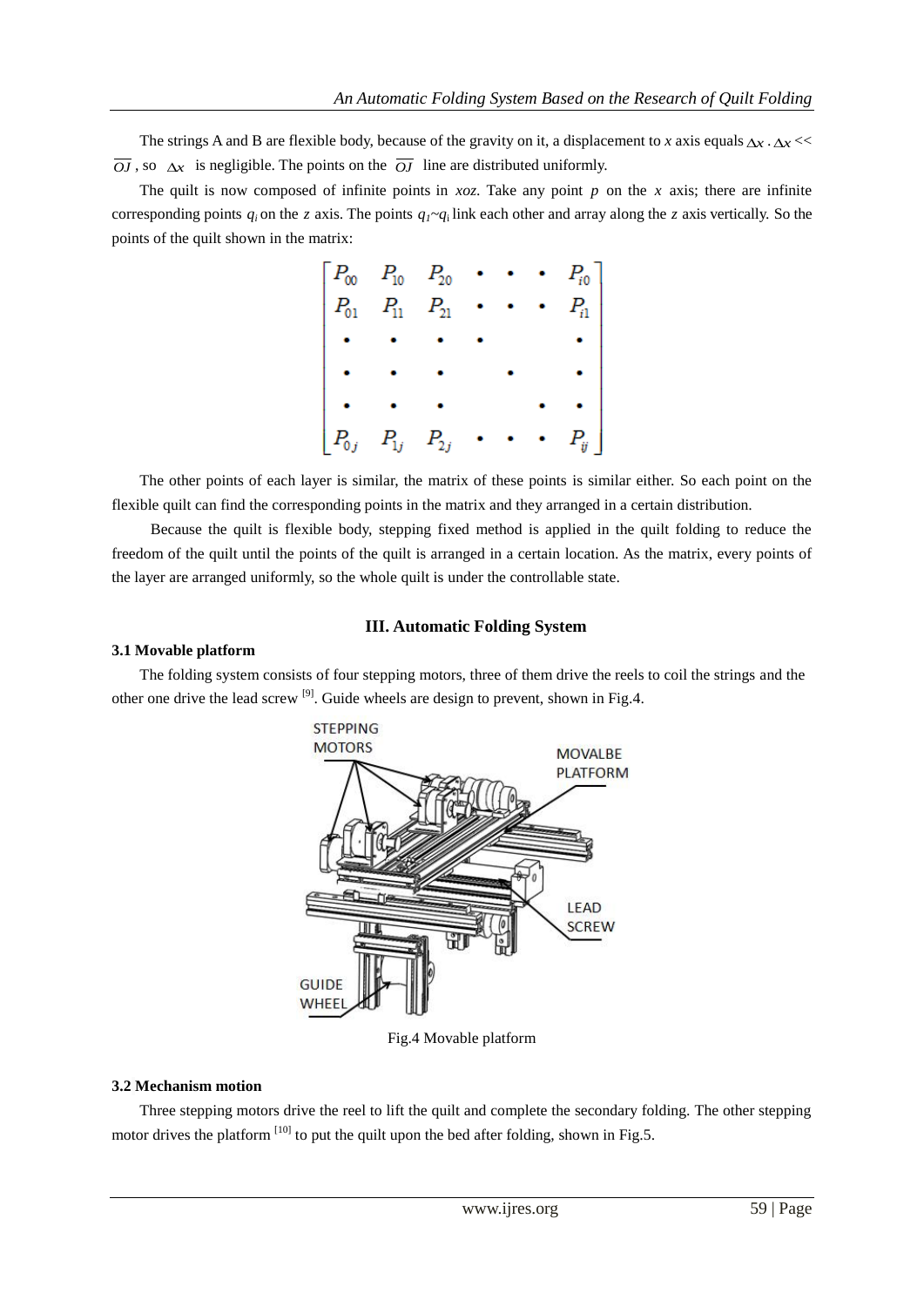The strings A and B are flexible body, because of the gravity on it, a displacement to *x* axis equals $\Delta x$ . $\Delta x << \overline{OJ}$ , so $\Delta x$ is negligible. The points on the $\overline{OJ}$ line are distributed uniformly.

The quilt is now composed of infinite points in *xoz*. Take any point *p* on the *x* axis; there are infinite corresponding points $q_i$ on the *z* axis. The points $q_1 \sim q_i$ link each other and array along the *z* axis vertically. So the points of the quilt shown in the matrix:

$$\begin{bmatrix} P_{00} & P_{10} & P_{20} & \bullet & \bullet & \bullet & P_{i0} \\ P_{01} & P_{11} & P_{21} & \bullet & \bullet & \bullet & P_{i1} \\ \bullet & \bullet & \bullet & \bullet & & & \bullet \\ \bullet & \bullet & \bullet & & \bullet & & \bullet \\ \bullet & \bullet & \bullet & & & \bullet & \bullet \\ P_{0j} & P_{1j} & P_{2j} & \bullet & \bullet & \bullet & P_{ij} \end{bmatrix}$$

The other points of each layer is similar, the matrix of these points is similar either. So each point on the flexible quilt can find the corresponding points in the matrix and they arranged in a certain distribution.

Because the quilt is flexible body, stepping fixed method is applied in the quilt folding to reduce the freedom of the quilt until the points of the quilt is arranged in a certain location. As the matrix, every points of the layer are arranged uniformly, so the whole quilt is under the controllable state.

## III. Automatic Folding System

### 3.1 Movable platform

The folding system consists of four stepping motors, three of them drive the reels to coil the strings and the other one drive the lead screw [9]. Guide wheels are design to prevent, shown in Fig.4.

STEPPING MOTORS

MOVALBE PLATFORM

LEAD SCREW

GUIDE WHEEL

Fig.4 Movable platform

### 3.2 Mechanism motion

Three stepping motors drive the reel to lift the quilt and complete the secondary folding. The other stepping motor drives the platform [10] to put the quilt upon the bed after folding, shown in Fig.5.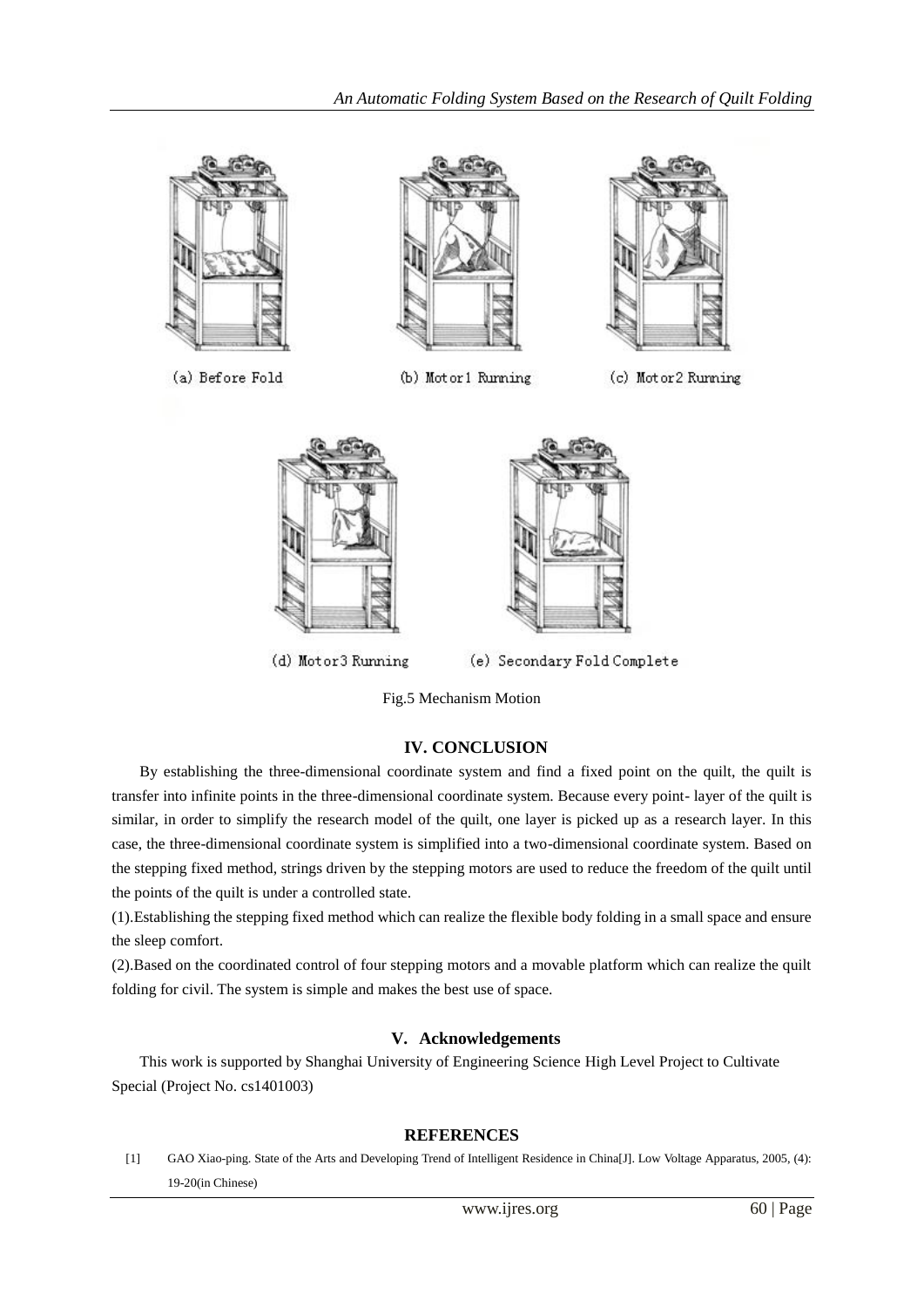(a) Before Fold

(b) Motor1 Running

(c) Motor2 Running

(d) Motor3 Running

(e) Secondary Fold Complete

Fig.5 Mechanism Motion

## IV. CONCLUSION

By establishing the three-dimensional coordinate system and find a fixed point on the quilt, the quilt is transfer into infinite points in the three-dimensional coordinate system. Because every point- layer of the quilt is similar, in order to simplify the research model of the quilt, one layer is picked up as a research layer. In this case, the three-dimensional coordinate system is simplified into a two-dimensional coordinate system. Based on the stepping fixed method, strings driven by the stepping motors are used to reduce the freedom of the quilt until the points of the quilt is under a controlled state.

(1).Establishing the stepping fixed method which can realize the flexible body folding in a small space and ensure the sleep comfort.

(2).Based on the coordinated control of four stepping motors and a movable platform which can realize the quilt folding for civil. The system is simple and makes the best use of space.

## V. Acknowledgements

This work is supported by Shanghai University of Engineering Science High Level Project to Cultivate Special (Project No. cs1401003)

## REFERENCES

[1] GAO Xiao-ping. State of the Arts and Developing Trend of Intelligent Residence in China[J]. Low Voltage Apparatus, 2005, (4): 19-20(in Chinese)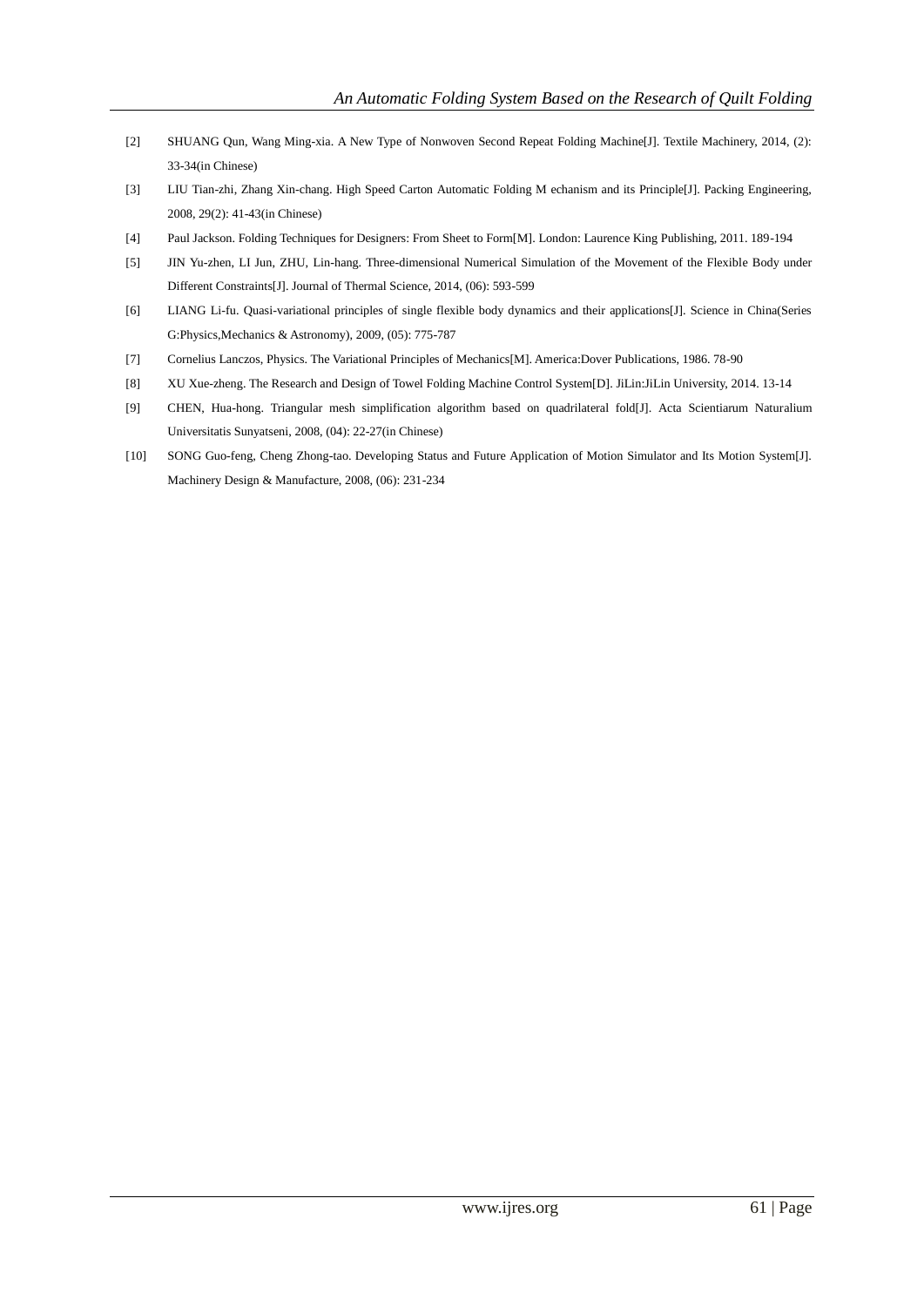[2] SHUANG Qun, Wang Ming-xia. A New Type of Nonwoven Second Repeat Folding Machine[J]. Textile Machinery, 2014, (2): 33-34(in Chinese)

[3] LIU Tian-zhi, Zhang Xin-chang. High Speed Carton Automatic Folding M echanism and its Principle[J]. Packing Engineering, 2008, 29(2): 41-43(in Chinese)

[4] Paul Jackson. Folding Techniques for Designers: From Sheet to Form[M]. London: Laurence King Publishing, 2011. 189-194

[5] JIN Yu-zhen, LI Jun, ZHU, Lin-hang. Three-dimensional Numerical Simulation of the Movement of the Flexible Body under Different Constraints[J]. Journal of Thermal Science, 2014, (06): 593-599

[6] LIANG Li-fu. Quasi-variational principles of single flexible body dynamics and their applications[J]. Science in China(Series G:Physics,Mechanics & Astronomy), 2009, (05): 775-787

[7] Cornelius Lanczos, Physics. The Variational Principles of Mechanics[M]. America:Dover Publications, 1986. 78-90

[8] XU Xue-zheng. The Research and Design of Towel Folding Machine Control System[D]. JiLin:JiLin University, 2014. 13-14

[9] CHEN, Hua-hong. Triangular mesh simplification algorithm based on quadrilateral fold[J]. Acta Scientiarum Naturalium Universitatis Sunyatseni, 2008, (04): 22-27(in Chinese)

[10] SONG Guo-feng, Cheng Zhong-tao. Developing Status and Future Application of Motion Simulator and Its Motion System[J]. Machinery Design & Manufacture, 2008, (06): 231-234